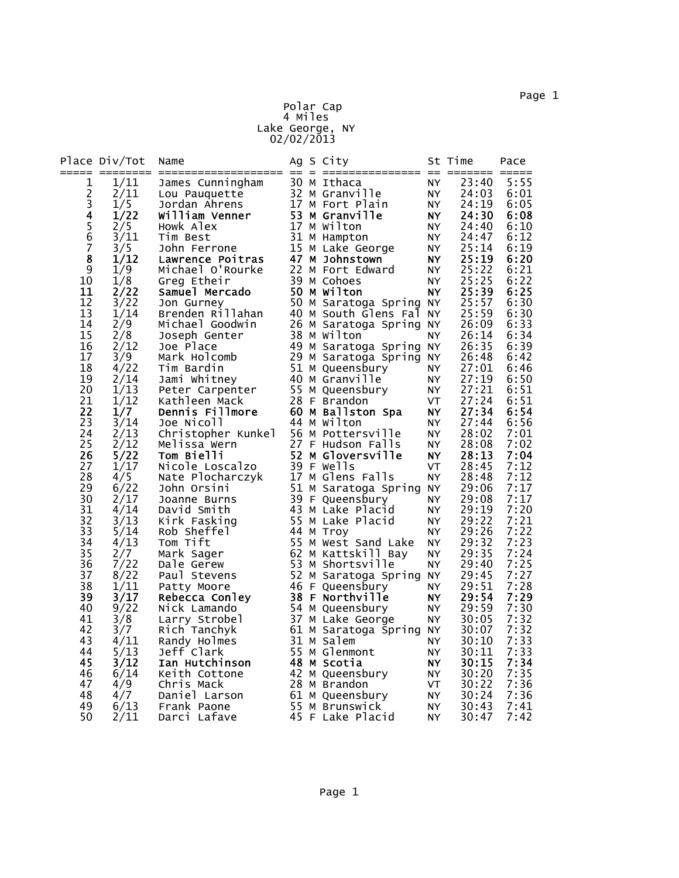# Polar Cap

4 Miles

Lake George, NY

02/02/2013

| Place | Div/Tot | Name | Ag | S | City | St | Time | Pace |
|---|---|---|---|---|---|---|---|---|
| 1 | 1/11 | James Cunningham | 30 | M | Ithaca | NY | 23:40 | 5:55 |
| 2 | 2/11 | Lou Pauquette | 32 | M | Granville | NY | 24:03 | 6:01 |
| 3 | 1/5 | Jordan Ahrens | 17 | M | Fort Plain | NY | 24:19 | 6:05 |
| **4** | **1/22** | **William Venner** | **53** | **M** | **Granville** | **NY** | **24:30** | **6:08** |
| 5 | 2/5 | Howk Alex | 17 | M | Wilton | NY | 24:40 | 6:10 |
| 6 | 3/11 | Tim Best | 31 | M | Hampton | NY | 24:47 | 6:12 |
| 7 | 3/5 | John Ferrone | 15 | M | Lake George | NY | 25:14 | 6:19 |
| **8** | **1/12** | **Lawrence Poitras** | **47** | **M** | **Johnstown** | **NY** | **25:19** | **6:20** |
| 9 | 1/9 | Michael O'Rourke | 22 | M | Fort Edward | NY | 25:22 | 6:21 |
| 10 | 1/8 | Greg Etheir | 39 | M | Cohoes | NY | 25:25 | 6:22 |
| **11** | **2/22** | **Samuel Mercado** | **50** | **M** | **Wilton** | **NY** | **25:39** | **6:25** |
| 12 | 3/22 | Jon Gurney | 50 | M | Saratoga Spring | NY | 25:57 | 6:30 |
| 13 | 1/14 | Brenden Rillahan | 40 | M | South Glens Fal | NY | 25:59 | 6:30 |
| 14 | 2/9 | Michael Goodwin | 26 | M | Saratoga Spring | NY | 26:09 | 6:33 |
| 15 | 2/8 | Joseph Genter | 38 | M | Wilton | NY | 26:14 | 6:34 |
| 16 | 2/12 | Joe Place | 49 | M | Saratoga Spring | NY | 26:35 | 6:39 |
| 17 | 3/9 | Mark Holcomb | 29 | M | Saratoga Spring | NY | 26:48 | 6:42 |
| 18 | 4/22 | Tim Bardin | 51 | M | Queensbury | NY | 27:01 | 6:46 |
| 19 | 2/14 | Jami Whitney | 40 | M | Granville | NY | 27:19 | 6:50 |
| 20 | 1/13 | Peter Carpenter | 55 | M | Queensbury | NY | 27:21 | 6:51 |
| 21 | 1/12 | Kathleen Mack | 28 | F | Brandon | VT | 27:24 | 6:51 |
| **22** | **1/7** | **Dennis Fillmore** | **60** | **M** | **Ballston Spa** | **NY** | **27:34** | **6:54** |
| 23 | 3/14 | Joe Nicoll | 44 | M | Wilton | NY | 27:44 | 6:56 |
| 24 | 2/13 | Christopher Kunkel | 56 | M | Pottersville | NY | 28:02 | 7:01 |
| 25 | 2/12 | Melissa Wern | 27 | F | Hudson Falls | NY | 28:08 | 7:02 |
| **26** | **5/22** | **Tom Bielli** | **52** | **M** | **Gloversville** | **NY** | **28:13** | **7:04** |
| 27 | 1/17 | Nicole Loscalzo | 39 | F | Wells | VT | 28:45 | 7:12 |
| 28 | 4/5 | Nate Plocharczyk | 17 | M | Glens Falls | NY | 28:48 | 7:12 |
| 29 | 6/22 | John Orsini | 51 | M | Saratoga Spring | NY | 29:06 | 7:17 |
| 30 | 2/17 | Joanne Burns | 39 | F | Queensbury | NY | 29:08 | 7:17 |
| 31 | 4/14 | David Smith | 43 | M | Lake Placid | NY | 29:19 | 7:20 |
| 32 | 3/13 | Kirk Fasking | 55 | M | Lake Placid | NY | 29:22 | 7:21 |
| 33 | 5/14 | Rob Sheffel | 44 | M | Troy | NY | 29:26 | 7:22 |
| 34 | 4/13 | Tom Tift | 55 | M | West Sand Lake | NY | 29:32 | 7:23 |
| 35 | 2/7 | Mark Sager | 62 | M | Kattskill Bay | NY | 29:35 | 7:24 |
| 36 | 7/22 | Dale Gerew | 53 | M | Shortsville | NY | 29:40 | 7:25 |
| 37 | 8/22 | Paul Stevens | 52 | M | Saratoga Spring | NY | 29:45 | 7:27 |
| 38 | 1/11 | Patty Moore | 46 | F | Queensbury | NY | 29:51 | 7:28 |
| **39** | **3/17** | **Rebecca Conley** | **38** | **F** | **Northville** | **NY** | **29:54** | **7:29** |
| 40 | 9/22 | Nick Lamando | 54 | M | Queensbury | NY | 29:59 | 7:30 |
| 41 | 3/8 | Larry Strobel | 37 | M | Lake George | NY | 30:05 | 7:32 |
| 42 | 3/7 | Rich Tanchyk | 61 | M | Saratoga Spring | NY | 30:07 | 7:32 |
| 43 | 4/11 | Randy Holmes | 31 | M | Salem | NY | 30:10 | 7:33 |
| 44 | 5/13 | Jeff Clark | 55 | M | Glenmont | NY | 30:11 | 7:33 |
| **45** | **3/12** | **Ian Hutchinson** | **48** | **M** | **Scotia** | **NY** | **30:15** | **7:34** |
| 46 | 6/14 | Keith Cottone | 42 | M | Queensbury | NY | 30:20 | 7:35 |
| 47 | 4/9 | Chris Mack | 28 | M | Brandon | VT | 30:22 | 7:36 |
| 48 | 4/7 | Daniel Larson | 61 | M | Queensbury | NY | 30:24 | 7:36 |
| 49 | 6/13 | Frank Paone | 55 | M | Brunswick | NY | 30:43 | 7:41 |
| 50 | 2/11 | Darci Lafave | 45 | F | Lake Placid | NY | 30:47 | 7:42 |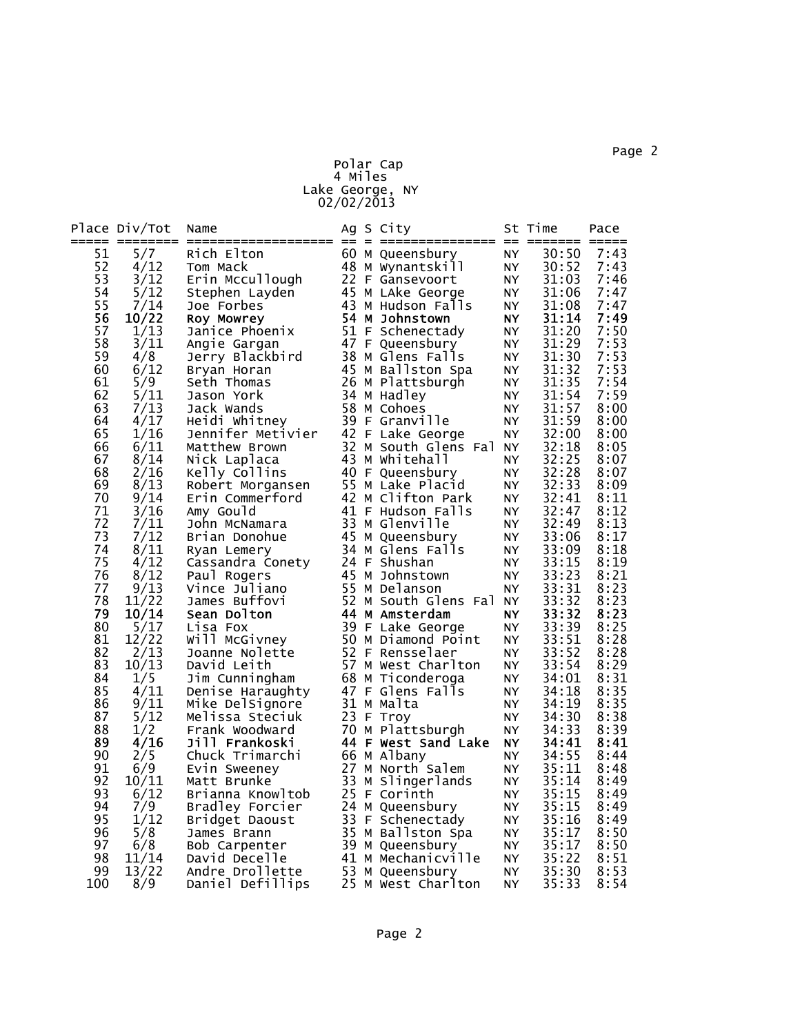Polar Cap
4 Miles
Lake George, NY
02/02/2013

| Place | Div/Tot | Name | Ag | S | City | St | Time | Pace |
|---|---|---|---|---|---|---|---|---|
| 51 | 5/7 | Rich Elton | 60 | M | Queensbury | NY | 30:50 | 7:43 |
| 52 | 4/12 | Tom Mack | 48 | M | Wynantskill | NY | 30:52 | 7:43 |
| 53 | 3/12 | Erin Mccullough | 22 | F | Gansevoort | NY | 31:03 | 7:46 |
| 54 | 5/12 | Stephen Layden | 45 | M | LAke George | NY | 31:06 | 7:47 |
| 55 | 7/14 | Joe Forbes | 43 | M | Hudson Falls | NY | 31:08 | 7:47 |
| **56** | **10/22** | **Roy Mowrey** | **54** | **M** | **Johnstown** | **NY** | **31:14** | **7:49** |
| 57 | 1/13 | Janice Phoenix | 51 | F | Schenectady | NY | 31:20 | 7:50 |
| 58 | 3/11 | Angie Gargan | 47 | F | Queensbury | NY | 31:29 | 7:53 |
| 59 | 4/8 | Jerry Blackbird | 38 | M | Glens Falls | NY | 31:30 | 7:53 |
| 60 | 6/12 | Bryan Horan | 45 | M | Ballston Spa | NY | 31:32 | 7:53 |
| 61 | 5/9 | Seth Thomas | 26 | M | Plattsburgh | NY | 31:35 | 7:54 |
| 62 | 5/11 | Jason York | 34 | M | Hadley | NY | 31:54 | 7:59 |
| 63 | 7/13 | Jack Wands | 58 | M | Cohoes | NY | 31:57 | 8:00 |
| 64 | 4/17 | Heidi Whitney | 39 | F | Granville | NY | 31:59 | 8:00 |
| 65 | 1/16 | Jennifer Metivier | 42 | F | Lake George | NY | 32:00 | 8:00 |
| 66 | 6/11 | Matthew Brown | 32 | M | South Glens Fal | NY | 32:18 | 8:05 |
| 67 | 8/14 | Nick Laplaca | 43 | M | Whitehall | NY | 32:25 | 8:07 |
| 68 | 2/16 | Kelly Collins | 40 | F | Queensbury | NY | 32:28 | 8:07 |
| 69 | 8/13 | Robert Morgansen | 55 | M | Lake Placid | NY | 32:33 | 8:09 |
| 70 | 9/14 | Erin Commerford | 42 | M | Clifton Park | NY | 32:41 | 8:11 |
| 71 | 3/16 | Amy Gould | 41 | F | Hudson Falls | NY | 32:47 | 8:12 |
| 72 | 7/11 | John McNamara | 33 | M | Glenville | NY | 32:49 | 8:13 |
| 73 | 7/12 | Brian Donohue | 45 | M | Queensbury | NY | 33:06 | 8:17 |
| 74 | 8/11 | Ryan Lemery | 34 | M | Glens Falls | NY | 33:09 | 8:18 |
| 75 | 4/12 | Cassandra Conety | 24 | F | Shushan | NY | 33:15 | 8:19 |
| 76 | 8/12 | Paul Rogers | 45 | M | Johnstown | NY | 33:23 | 8:21 |
| 77 | 9/13 | Vince Juliano | 55 | M | Delanson | NY | 33:31 | 8:23 |
| 78 | 11/22 | James Buffovi | 52 | M | South Glens Fal | NY | 33:32 | 8:23 |
| **79** | **10/14** | **Sean Dolton** | **44** | **M** | **Amsterdam** | **NY** | **33:32** | **8:23** |
| 80 | 5/17 | Lisa Fox | 39 | F | Lake George | NY | 33:39 | 8:25 |
| 81 | 12/22 | Will McGivney | 50 | M | Diamond Point | NY | 33:51 | 8:28 |
| 82 | 2/13 | Joanne Nolette | 52 | F | Rensselaer | NY | 33:52 | 8:28 |
| 83 | 10/13 | David Leith | 57 | M | West Charlton | NY | 33:54 | 8:29 |
| 84 | 1/5 | Jim Cunningham | 68 | M | Ticonderoga | NY | 34:01 | 8:31 |
| 85 | 4/11 | Denise Haraughty | 47 | F | Glens Falls | NY | 34:18 | 8:35 |
| 86 | 9/11 | Mike DelSignore | 31 | M | Malta | NY | 34:19 | 8:35 |
| 87 | 5/12 | Melissa Steciuk | 23 | F | Troy | NY | 34:30 | 8:38 |
| 88 | 1/2 | Frank Woodward | 70 | M | Plattsburgh | NY | 34:33 | 8:39 |
| **89** | **4/16** | **Jill Frankoski** | **44** | **F** | **West Sand Lake** | **NY** | **34:41** | **8:41** |
| 90 | 2/5 | Chuck Trimarchi | 66 | M | Albany | NY | 34:55 | 8:44 |
| 91 | 6/9 | Evin Sweeney | 27 | M | North Salem | NY | 35:11 | 8:48 |
| 92 | 10/11 | Matt Brunke | 33 | M | Slingerlands | NY | 35:14 | 8:49 |
| 93 | 6/12 | Brianna Knowltob | 25 | F | Corinth | NY | 35:15 | 8:49 |
| 94 | 7/9 | Bradley Forcier | 24 | M | Queensbury | NY | 35:15 | 8:49 |
| 95 | 1/12 | Bridget Daoust | 33 | F | Schenectady | NY | 35:16 | 8:49 |
| 96 | 5/8 | James Brann | 35 | M | Ballston Spa | NY | 35:17 | 8:50 |
| 97 | 6/8 | Bob Carpenter | 39 | M | Queensbury | NY | 35:17 | 8:50 |
| 98 | 11/14 | David Decelle | 41 | M | Mechanicville | NY | 35:22 | 8:51 |
| 99 | 13/22 | Andre Drollette | 53 | M | Queensbury | NY | 35:30 | 8:53 |
| 100 | 8/9 | Daniel Defillips | 25 | M | West Charlton | NY | 35:33 | 8:54 |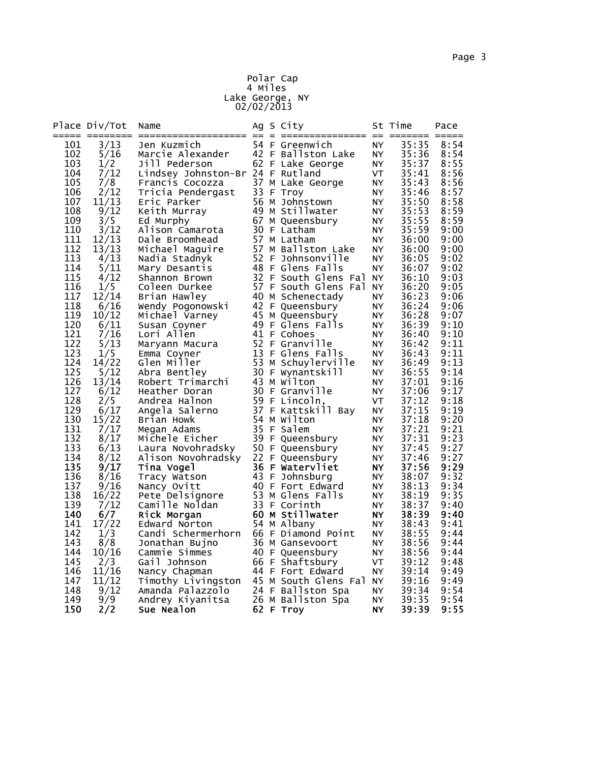Polar Cap
4 Miles
Lake George, NY
02/02/2013

| Place | Div/Tot | Name | Ag | S | City | St | Time | Pace |
|---|---|---|---|---|---|---|---|---|
| 101 | 3/13 | Jen Kuzmich | 54 | F | Greenwich | NY | 35:35 | 8:54 |
| 102 | 5/16 | Marcie Alexander | 42 | F | Ballston Lake | NY | 35:36 | 8:54 |
| 103 | 1/2 | Jill Pederson | 62 | F | Lake George | NY | 35:37 | 8:55 |
| 104 | 7/12 | Lindsey Johnston-Br | 24 | F | Rutland | VT | 35:41 | 8:56 |
| 105 | 7/8 | Francis Cocozza | 37 | M | Lake George | NY | 35:43 | 8:56 |
| 106 | 2/12 | Tricia Pendergast | 33 | F | Troy | NY | 35:46 | 8:57 |
| 107 | 11/13 | Eric Parker | 56 | M | Johnstown | NY | 35:50 | 8:58 |
| 108 | 9/12 | Keith Murray | 49 | M | Stillwater | NY | 35:53 | 8:59 |
| 109 | 3/5 | Ed Murphy | 67 | M | Queensbury | NY | 35:55 | 8:59 |
| 110 | 3/12 | Alison Camarota | 30 | F | Latham | NY | 35:59 | 9:00 |
| 111 | 12/13 | Dale Broomhead | 57 | M | Latham | NY | 36:00 | 9:00 |
| 112 | 13/13 | Michael Maguire | 57 | M | Ballston Lake | NY | 36:00 | 9:00 |
| 113 | 4/13 | Nadia Stadnyk | 52 | F | Johnsonville | NY | 36:05 | 9:02 |
| 114 | 5/11 | Mary Desantis | 48 | F | Glens Falls | NY | 36:07 | 9:02 |
| 115 | 4/12 | Shannon Brown | 32 | F | South Glens Fal | NY | 36:10 | 9:03 |
| 116 | 1/5 | Coleen Durkee | 57 | F | South Glens Fal | NY | 36:20 | 9:05 |
| 117 | 12/14 | Brian Hawley | 40 | M | Schenectady | NY | 36:23 | 9:06 |
| 118 | 6/16 | Wendy Pogonowski | 42 | F | Queensbury | NY | 36:24 | 9:06 |
| 119 | 10/12 | Michael Varney | 45 | M | Queensbury | NY | 36:28 | 9:07 |
| 120 | 6/11 | Susan Coyner | 49 | F | Glens Falls | NY | 36:39 | 9:10 |
| 121 | 7/16 | Lori Allen | 41 | F | Cohoes | NY | 36:40 | 9:10 |
| 122 | 5/13 | Maryann Macura | 52 | F | Granville | NY | 36:42 | 9:11 |
| 123 | 1/5 | Emma Coyner | 13 | F | Glens Falls | NY | 36:43 | 9:11 |
| 124 | 14/22 | Glen Miller | 53 | M | Schuylerville | NY | 36:49 | 9:13 |
| 125 | 5/12 | Abra Bentley | 30 | F | Wynantskill | NY | 36:55 | 9:14 |
| 126 | 13/14 | Robert Trimarchi | 43 | M | Wilton | NY | 37:01 | 9:16 |
| 127 | 6/12 | Heather Doran | 30 | F | Granville | NY | 37:06 | 9:17 |
| 128 | 2/5 | Andrea Halnon | 59 | F | Lincoln, | VT | 37:12 | 9:18 |
| 129 | 6/17 | Angela Salerno | 37 | F | Kattskill Bay | NY | 37:15 | 9:19 |
| 130 | 15/22 | Brian Howk | 54 | M | Wilton | NY | 37:18 | 9:20 |
| 131 | 7/17 | Megan Adams | 35 | F | Salem | NY | 37:21 | 9:21 |
| 132 | 8/17 | Michele Eicher | 39 | F | Queensbury | NY | 37:31 | 9:23 |
| 133 | 6/13 | Laura Novohradsky | 50 | F | Queensbury | NY | 37:45 | 9:27 |
| 134 | 8/12 | Alison Novohradsky | 22 | F | Queensbury | NY | 37:46 | 9:27 |
| **135** | **9/17** | **Tina Vogel** | **36** | **F** | **Watervliet** | **NY** | **37:56** | **9:29** |
| 136 | 8/16 | Tracy Watson | 43 | F | Johnsburg | NY | 38:07 | 9:32 |
| 137 | 9/16 | Nancy Ovitt | 40 | F | Fort Edward | NY | 38:13 | 9:34 |
| 138 | 16/22 | Pete Delsignore | 53 | M | Glens Falls | NY | 38:19 | 9:35 |
| 139 | 7/12 | Camille Noldan | 33 | F | Corinth | NY | 38:37 | 9:40 |
| **140** | **6/7** | **Rick Morgan** | **60** | **M** | **Stillwater** | **NY** | **38:39** | **9:40** |
| 141 | 17/22 | Edward Norton | 54 | M | Albany | NY | 38:43 | 9:41 |
| 142 | 1/3 | Candi Schermerhorn | 66 | F | Diamond Point | NY | 38:55 | 9:44 |
| 143 | 8/8 | Jonathan Bujno | 36 | M | Gansevoort | NY | 38:56 | 9:44 |
| 144 | 10/16 | Cammie Simmes | 40 | F | Queensbury | NY | 38:56 | 9:44 |
| 145 | 2/3 | Gail Johnson | 66 | F | Shaftsbury | VT | 39:12 | 9:48 |
| 146 | 11/16 | Nancy Chapman | 44 | F | Fort Edward | NY | 39:14 | 9:49 |
| 147 | 11/12 | Timothy Livingston | 45 | M | South Glens Fal | NY | 39:16 | 9:49 |
| 148 | 9/12 | Amanda Palazzolo | 24 | F | Ballston Spa | NY | 39:34 | 9:54 |
| 149 | 9/9 | Andrey Kiyanitsa | 26 | M | Ballston Spa | NY | 39:35 | 9:54 |
| **150** | **2/2** | **Sue Nealon** | **62** | **F** | **Troy** | **NY** | **39:39** | **9:55** |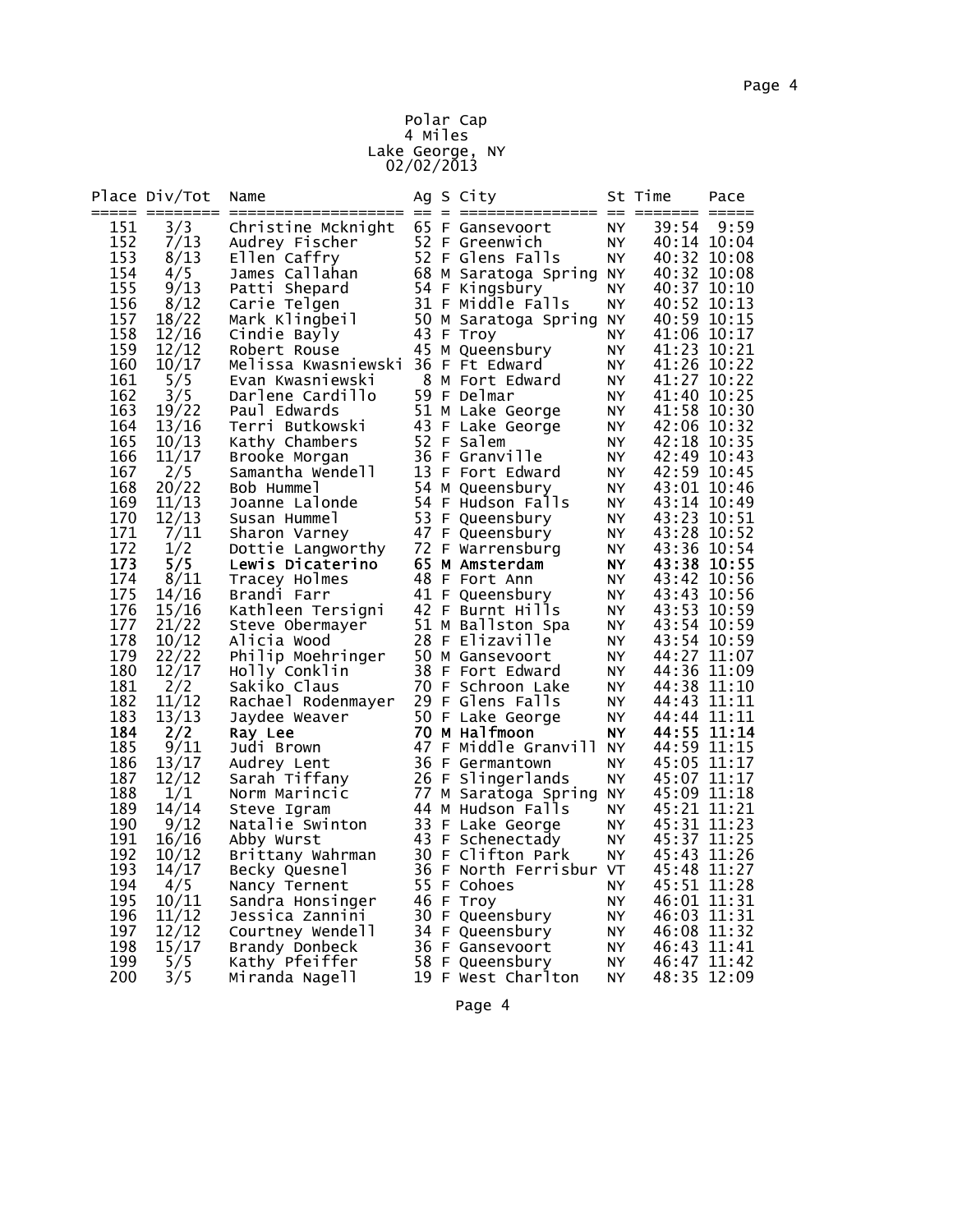# Polar Cap
## 4 Miles
## Lake George, NY
## 02/02/2013

| Place | Div/Tot | Name | Ag | S | City | St | Time | Pace |
|---|---|---|---|---|---|---|---|---|
| 151 | 3/3 | Christine Mcknight | 65 | F | Gansevoort | NY | 39:54 | 9:59 |
| 152 | 7/13 | Audrey Fischer | 52 | F | Greenwich | NY | 40:14 | 10:04 |
| 153 | 8/13 | Ellen Caffry | 52 | F | Glens Falls | NY | 40:32 | 10:08 |
| 154 | 4/5 | James Callahan | 68 | M | Saratoga Spring | NY | 40:32 | 10:08 |
| 155 | 9/13 | Patti Shepard | 54 | F | Kingsbury | NY | 40:37 | 10:10 |
| 156 | 8/12 | Carie Telgen | 31 | F | Middle Falls | NY | 40:52 | 10:13 |
| 157 | 18/22 | Mark Klingbeil | 50 | M | Saratoga Spring | NY | 40:59 | 10:15 |
| 158 | 12/16 | Cindie Bayly | 43 | F | Troy | NY | 41:06 | 10:17 |
| 159 | 12/12 | Robert Rouse | 45 | M | Queensbury | NY | 41:23 | 10:21 |
| 160 | 10/17 | Melissa Kwasniewski | 36 | F | Ft Edward | NY | 41:26 | 10:22 |
| 161 | 5/5 | Evan Kwasniewski | 8 | M | Fort Edward | NY | 41:27 | 10:22 |
| 162 | 3/5 | Darlene Cardillo | 59 | F | Delmar | NY | 41:40 | 10:25 |
| 163 | 19/22 | Paul Edwards | 51 | M | Lake George | NY | 41:58 | 10:30 |
| 164 | 13/16 | Terri Butkowski | 43 | F | Lake George | NY | 42:06 | 10:32 |
| 165 | 10/13 | Kathy Chambers | 52 | F | Salem | NY | 42:18 | 10:35 |
| 166 | 11/17 | Brooke Morgan | 36 | F | Granville | NY | 42:49 | 10:43 |
| 167 | 2/5 | Samantha Wendell | 13 | F | Fort Edward | NY | 42:59 | 10:45 |
| 168 | 20/22 | Bob Hummel | 54 | M | Queensbury | NY | 43:01 | 10:46 |
| 169 | 11/13 | Joanne Lalonde | 54 | F | Hudson Falls | NY | 43:14 | 10:49 |
| 170 | 12/13 | Susan Hummel | 53 | F | Queensbury | NY | 43:23 | 10:51 |
| 171 | 7/11 | Sharon Varney | 47 | F | Queensbury | NY | 43:28 | 10:52 |
| 172 | 1/2 | Dottie Langworthy | 72 | F | Warrensburg | NY | 43:36 | 10:54 |
| **173** | **5/5** | **Lewis Dicaterino** | **65** | **M** | **Amsterdam** | **NY** | **43:38** | **10:55** |
| 174 | 8/11 | Tracey Holmes | 48 | F | Fort Ann | NY | 43:42 | 10:56 |
| 175 | 14/16 | Brandi Farr | 41 | F | Queensbury | NY | 43:43 | 10:56 |
| 176 | 15/16 | Kathleen Tersigni | 42 | F | Burnt Hills | NY | 43:53 | 10:59 |
| 177 | 21/22 | Steve Obermayer | 51 | M | Ballston Spa | NY | 43:54 | 10:59 |
| 178 | 10/12 | Alicia Wood | 28 | F | Elizaville | NY | 43:54 | 10:59 |
| 179 | 22/22 | Philip Moehringer | 50 | M | Gansevoort | NY | 44:27 | 11:07 |
| 180 | 12/17 | Holly Conklin | 38 | F | Fort Edward | NY | 44:36 | 11:09 |
| 181 | 2/2 | Sakiko Claus | 70 | F | Schroon Lake | NY | 44:38 | 11:10 |
| 182 | 11/12 | Rachael Rodenmayer | 29 | F | Glens Falls | NY | 44:43 | 11:11 |
| 183 | 13/13 | Jaydee Weaver | 50 | F | Lake George | NY | 44:44 | 11:11 |
| **184** | **2/2** | **Ray Lee** | **70** | **M** | **Halfmoon** | **NY** | **44:55** | **11:14** |
| 185 | 9/11 | Judi Brown | 47 | F | Middle Granvill | NY | 44:59 | 11:15 |
| 186 | 13/17 | Audrey Lent | 36 | F | Germantown | NY | 45:05 | 11:17 |
| 187 | 12/12 | Sarah Tiffany | 26 | F | Slingerlands | NY | 45:07 | 11:17 |
| 188 | 1/1 | Norm Marincic | 77 | M | Saratoga Spring | NY | 45:09 | 11:18 |
| 189 | 14/14 | Steve Igram | 44 | M | Hudson Falls | NY | 45:21 | 11:21 |
| 190 | 9/12 | Natalie Swinton | 33 | F | Lake George | NY | 45:31 | 11:23 |
| 191 | 16/16 | Abby Wurst | 43 | F | Schenectady | NY | 45:37 | 11:25 |
| 192 | 10/12 | Brittany Wahrman | 30 | F | Clifton Park | NY | 45:43 | 11:26 |
| 193 | 14/17 | Becky Quesnel | 36 | F | North Ferrisbur | VT | 45:48 | 11:27 |
| 194 | 4/5 | Nancy Ternent | 55 | F | Cohoes | NY | 45:51 | 11:28 |
| 195 | 10/11 | Sandra Honsinger | 46 | F | Troy | NY | 46:01 | 11:31 |
| 196 | 11/12 | Jessica Zannini | 30 | F | Queensbury | NY | 46:03 | 11:31 |
| 197 | 12/12 | Courtney Wendell | 34 | F | Queensbury | NY | 46:08 | 11:32 |
| 198 | 15/17 | Brandy Donbeck | 36 | F | Gansevoort | NY | 46:43 | 11:41 |
| 199 | 5/5 | Kathy Pfeiffer | 58 | F | Queensbury | NY | 46:47 | 11:42 |
| 200 | 3/5 | Miranda Nagell | 19 | F | West Charlton | NY | 48:35 | 12:09 |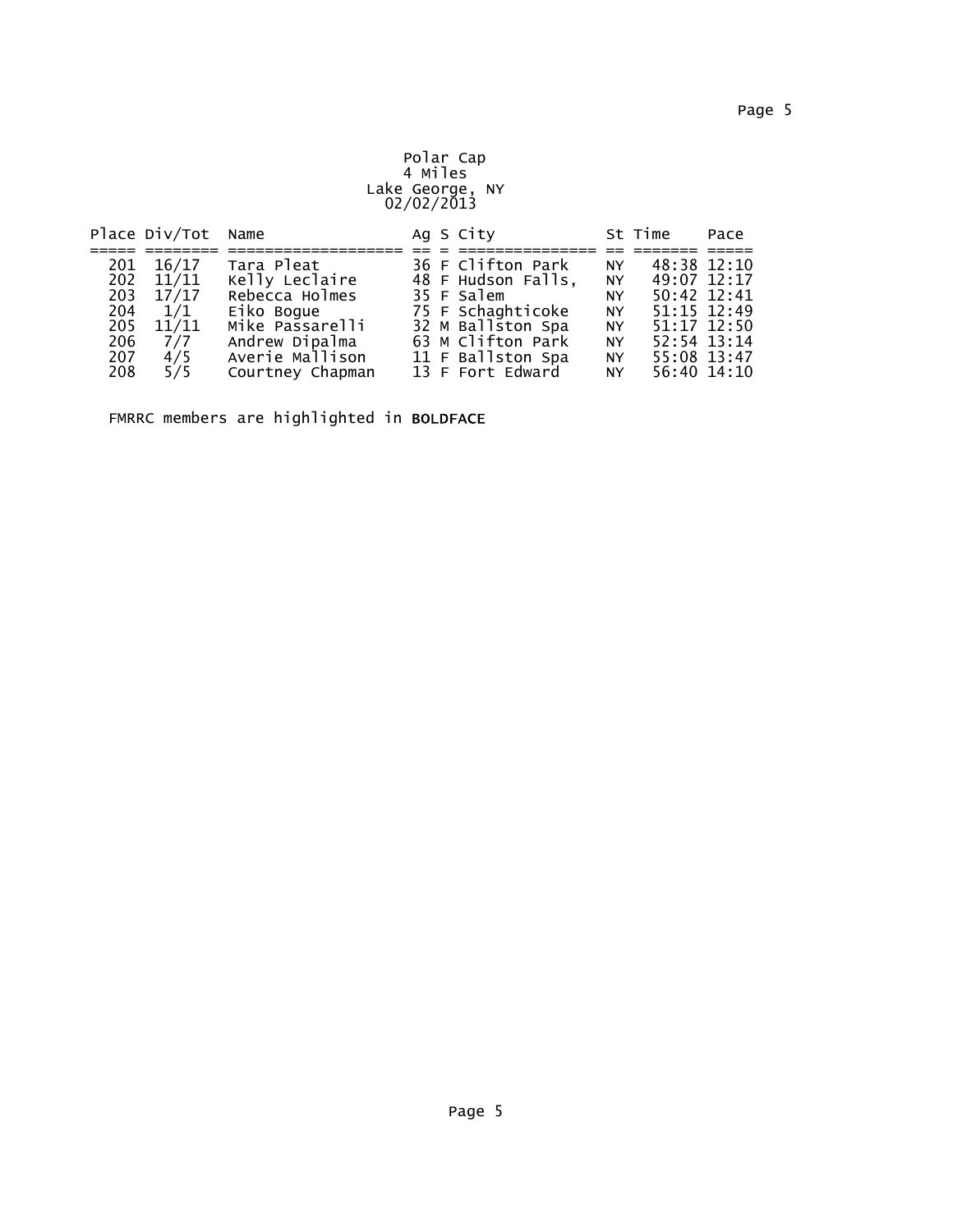Polar Cap
4 Miles
Lake George, NY
02/02/2013

| Place | Div/Tot | Name | Ag | S | City | St | Time | Pace |
|---|---|---|---|---|---|---|---|---|
| 201 | 16/17 | Tara Pleat | 36 | F | Clifton Park | NY | 48:38 | 12:10 |
| 202 | 11/11 | Kelly Leclaire | 48 | F | Hudson Falls, | NY | 49:07 | 12:17 |
| 203 | 17/17 | Rebecca Holmes | 35 | F | Salem | NY | 50:42 | 12:41 |
| 204 | 1/1 | Eiko Bogue | 75 | F | Schaghticoke | NY | 51:15 | 12:49 |
| 205 | 11/11 | Mike Passarelli | 32 | M | Ballston Spa | NY | 51:17 | 12:50 |
| 206 | 7/7 | Andrew Dipalma | 63 | M | Clifton Park | NY | 52:54 | 13:14 |
| 207 | 4/5 | Averie Mallison | 11 | F | Ballston Spa | NY | 55:08 | 13:47 |
| 208 | 5/5 | Courtney Chapman | 13 | F | Fort Edward | NY | 56:40 | 14:10 |

FMRRC members are highlighted in **BOLDFACE**